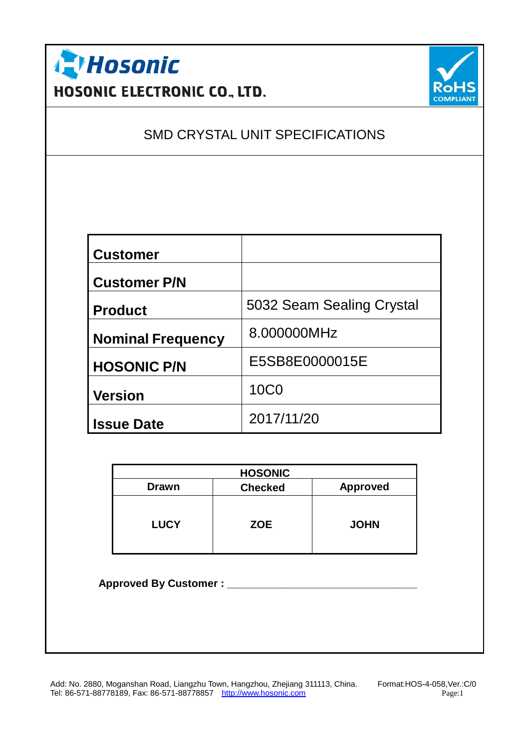# Hosonic

**HOSONIC ELECTRONIC CO., LTD.**

RoHS COMPLIANT

## SMD CRYSTAL UNIT SPECIFICATIONS

| | |
|---|---|
| **Customer** | |
| **Customer P/N** | |
| **Product** | 5032 Seam Sealing Crystal |
| **Nominal Frequency** | 8.000000MHz |
| **HOSONIC P/N** | E5SB8E0000015E |
| **Version** | 10C0 |
| **Issue Date** | 2017/11/20 |

| **HOSONIC** | | |
|---|---|---|
| **Drawn** | **Checked** | **Approved** |
| **LUCY** | **ZOE** | **JOHN** |

**Approved By Customer :** ______________________________

Add: No. 2880, Moganshan Road, Liangzhu Town, Hangzhou, Zhejiang 311113, China.
Tel: 86-571-88778189, Fax: 86-571-88778857 http://www.hosonic.com

Format:HOS-4-058,Ver.:C/0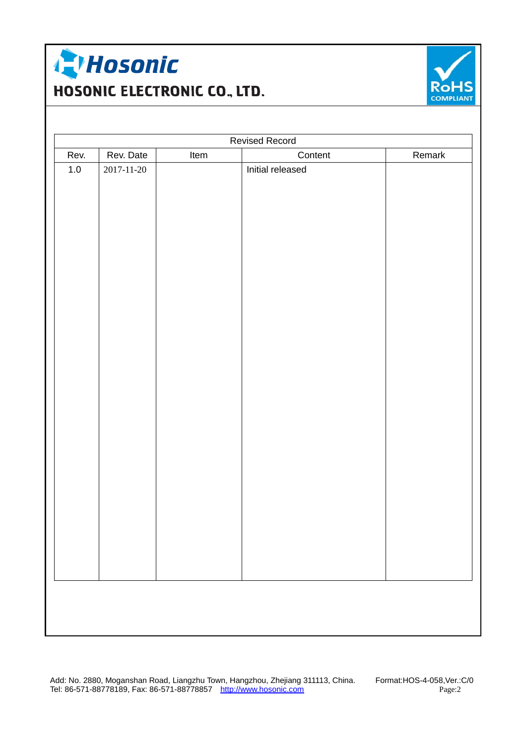HOSONIC ELECTRONIC CO., LTD.

| Revised Record | | | | |
|---|---|---|---|---|
| Rev. | Rev. Date | Item | Content | Remark |
| 1.0 | 2017-11-20 | | Initial released | |

Add: No. 2880, Moganshan Road, Liangzhu Town, Hangzhou, Zhejiang 311113, China. Format:HOS-4-058,Ver.:C/0
Tel: 86-571-88778189, Fax: 86-571-88778857 http://www.hosonic.com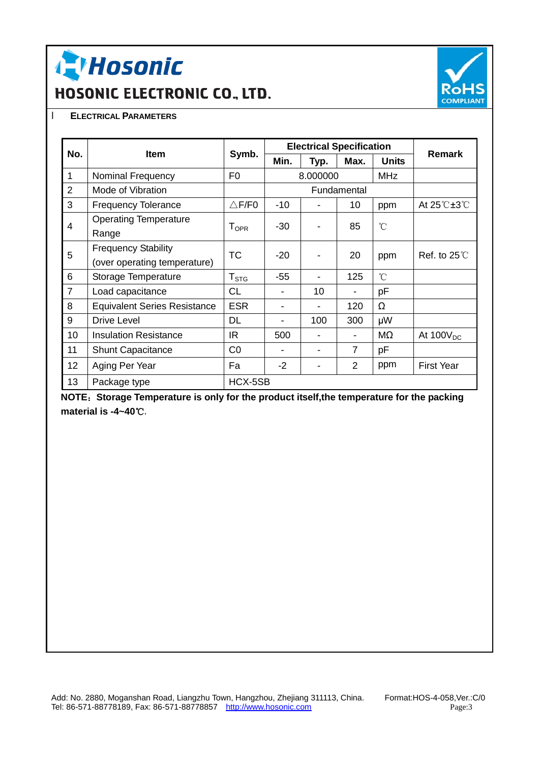# Hosonic

## HOSONIC ELECTRONIC CO., LTD.

I **ELECTRICAL PARAMETERS**

| No. | Item | Symb. | Electrical Specification | | | | Remark |
|---|---|---|---|---|---|---|---|
| | | | Min. | Typ. | Max. | Units | |
| 1 | Nominal Frequency | F0 | | 8.000000 | | MHz | |
| 2 | Mode of Vibration | | | Fundamental | | | |
| 3 | Frequency Tolerance | △F/F0 | -10 | - | 10 | ppm | At 25℃±3℃ |
| 4 | Operating Temperature Range | $T_{OPR}$ | -30 | - | 85 | ℃ | |
| 5 | Frequency Stability (over operating temperature) | TC | -20 | - | 20 | ppm | Ref. to 25℃ |
| 6 | Storage Temperature | $T_{STG}$ | -55 | - | 125 | ℃ | |
| 7 | Load capacitance | CL | - | 10 | - | pF | |
| 8 | Equivalent Series Resistance | ESR | - | - | 120 | Ω | |
| 9 | Drive Level | DL | - | 100 | 300 | μW | |
| 10 | Insulation Resistance | IR | 500 | - | - | MΩ | At $100V_{DC}$ |
| 11 | Shunt Capacitance | C0 | - | - | 7 | pF | |
| 12 | Aging Per Year | Fa | -2 | - | 2 | ppm | First Year |
| 13 | Package type | HCX-5SB | | | | | |

**NOTE：Storage Temperature is only for the product itself,the temperature for the packing material is -4~40℃.**

Add: No. 2880, Moganshan Road, Liangzhu Town, Hangzhou, Zhejiang 311113, China. Format:HOS-4-058,Ver.:C/0
Tel: 86-571-88778189, Fax: 86-571-88778857 http://www.hosonic.com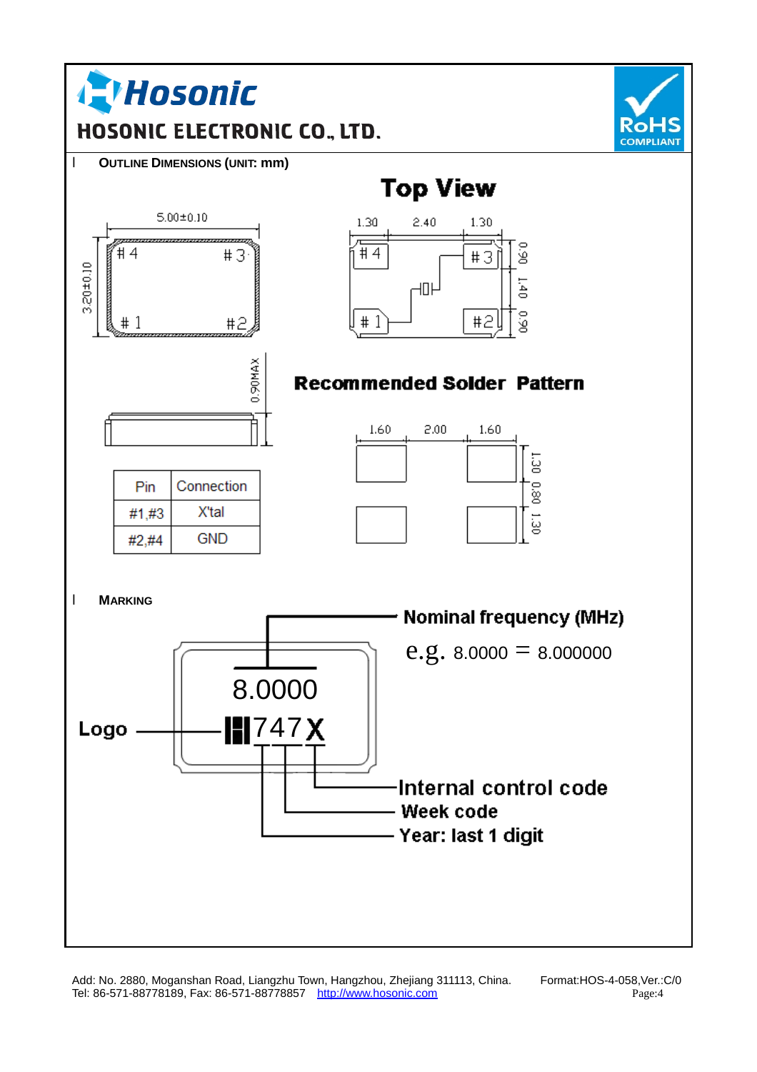Hosonic

HOSONIC ELECTRONIC CO., LTD.

RoHS COMPLIANT

## OUTLINE DIMENSIONS (UNIT: mm)

Top View

5.00±0.10

3.20±0.10

#4 #3 #1 #2

1.30 2.40 1.30

0.90 1.40 0.90

0.90MAX

Recommended Solder Pattern

1.60 2.00 1.60

1.30 0.80 1.30

| Pin | Connection |
|---|---|
| #1,#3 | X'tal |
| #2,#4 | GND |

## MARKING

Nominal frequency (MHz)

e.g. 8.0000 = 8.000000

8.0000

Logo

747X

Internal control code

Week code

Year: last 1 digit

Add: No. 2880, Moganshan Road, Liangzhu Town, Hangzhou, Zhejiang 311113, China. Format:HOS-4-058,Ver.:C/0

Tel: 86-571-88778189, Fax: 86-571-88778857 http://www.hosonic.com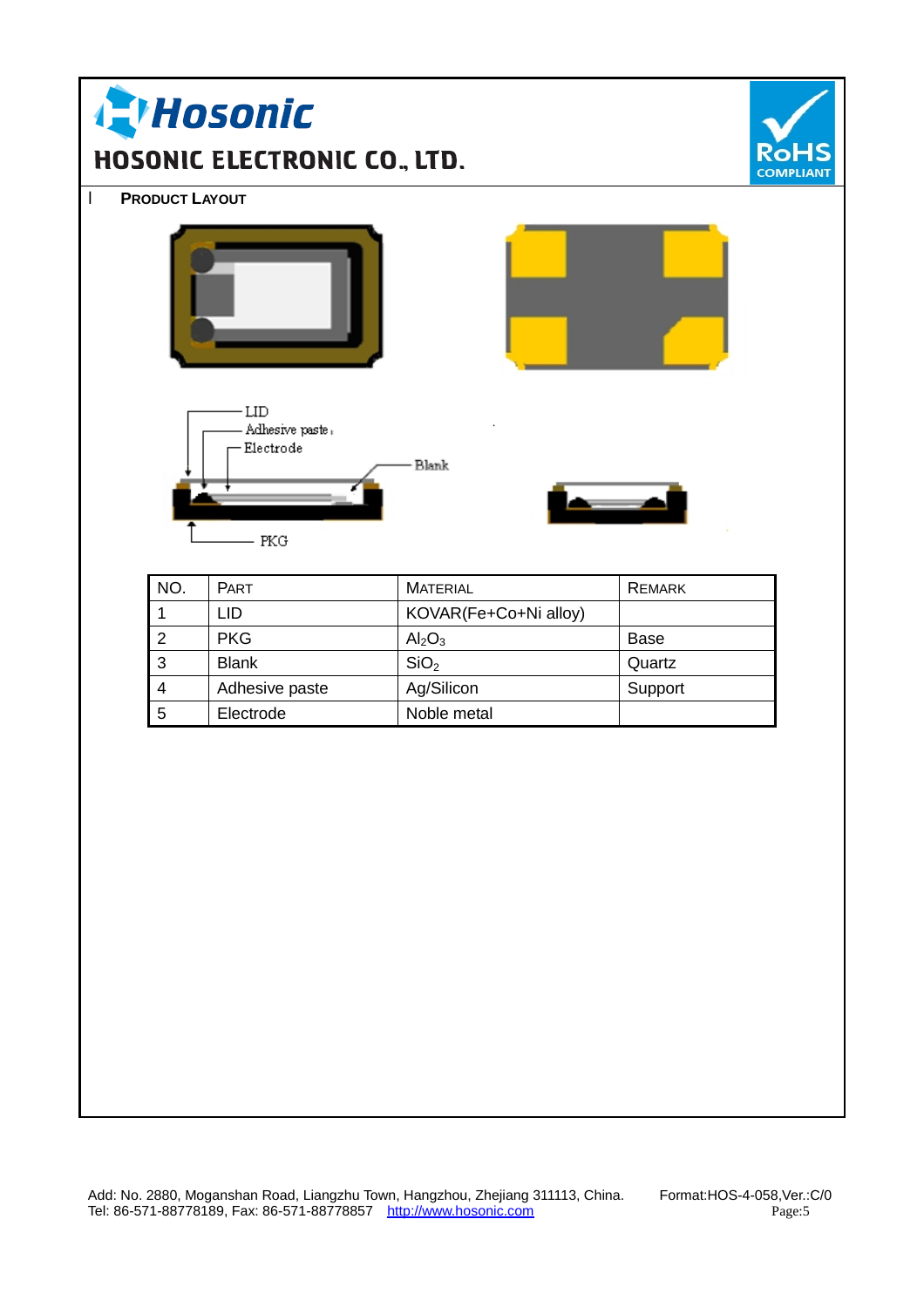## l PRODUCT LAYOUT

LID
Adhesive paste
Electrode
Blank
PKG

| NO. | PART | MATERIAL | REMARK |
|---|---|---|---|
| 1 | LID | KOVAR(Fe+Co+Ni alloy) | |
| 2 | PKG | $Al_2O_3$ | Base |
| 3 | Blank | $SiO_2$ | Quartz |
| 4 | Adhesive paste | Ag/Silicon | Support |
| 5 | Electrode | Noble metal | |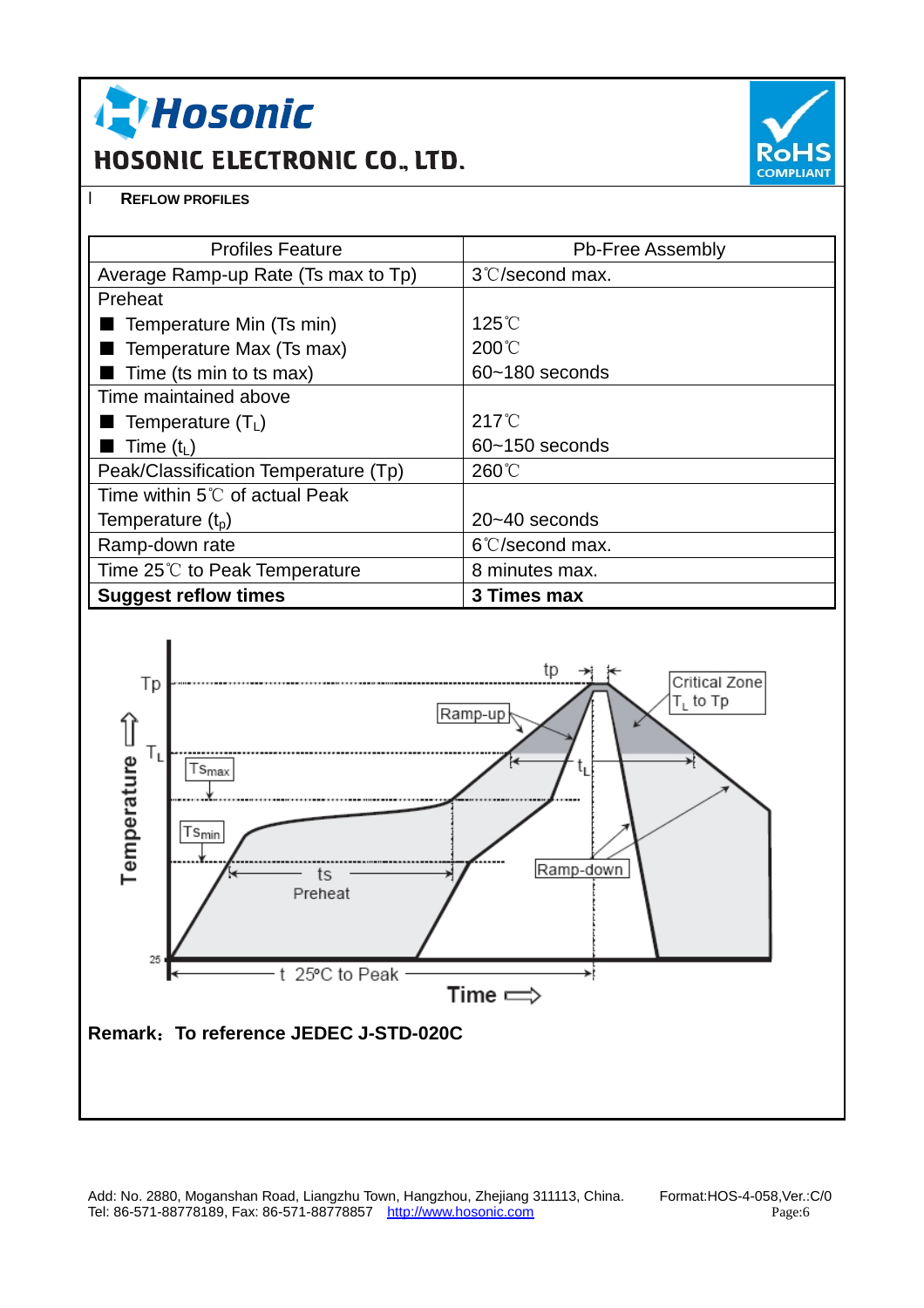# Hosonic

## HOSONIC ELECTRONIC CO., LTD.

RoHS COMPLIANT

### REFLOW PROFILES

| Profiles Feature | Pb-Free Assembly |
|---|---|
| Average Ramp-up Rate (Ts max to Tp) | 3℃/second max. |
| Preheat<br>■ Temperature Min (Ts min)<br>■ Temperature Max (Ts max)<br>■ Time (ts min to ts max) | <br>125℃<br>200℃<br>60~180 seconds |
| Time maintained above<br>■ Temperature ($T_L$)<br>■ Time ($t_L$) | <br>217℃<br>60~150 seconds |
| Peak/Classification Temperature (Tp) | 260℃ |
| Time within 5℃ of actual Peak Temperature ($t_p$) | 20~40 seconds |
| Ramp-down rate | 6℃/second max. |
| Time 25℃ to Peak Temperature | 8 minutes max. |
| **Suggest reflow times** | **3 Times max** |

Tp, $T_L$, $Ts_{max}$, $Ts_{min}$, 25, Temperature, tp, Ramp-up, $t_L$, Critical Zone $T_L$ to Tp, ts Preheat, Ramp-down, t 25°C to Peak, Time

**Remark：To reference JEDEC J-STD-020C**

Add: No. 2880, Moganshan Road, Liangzhu Town, Hangzhou, Zhejiang 311113, China.
Tel: 86-571-88778189, Fax: 86-571-88778857 http://www.hosonic.com

Format:HOS-4-058,Ver.:C/0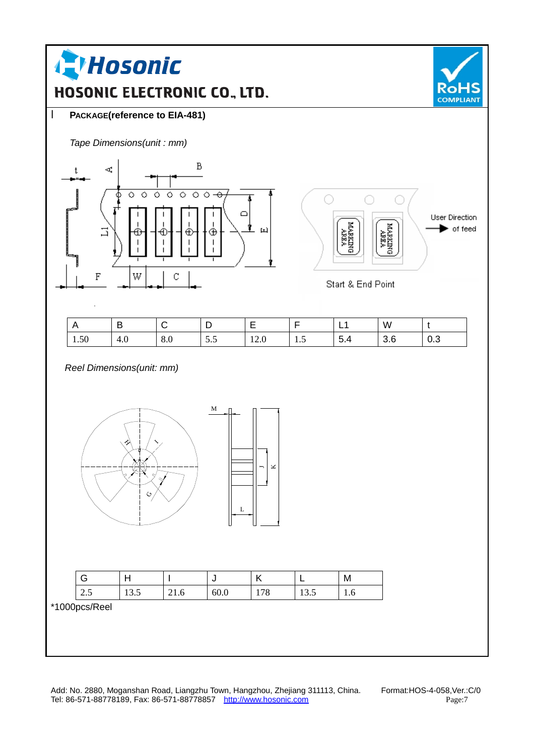l **PACKAGE(reference to EIA-481)**

*Tape Dimensions(unit : mm)*

| A | B | C | D | E | F | L1 | W | t |
|---|---|---|---|---|---|---|---|---|
| 1.50 | 4.0 | 8.0 | 5.5 | 12.0 | 1.5 | 5.4 | 3.6 | 0.3 |

*Reel Dimensions(unit: mm)*

| G | H | I | J | K | L | M |
|---|---|---|---|---|---|---|
| 2.5 | 13.5 | 21.6 | 60.0 | 178 | 13.5 | 1.6 |

*1000pcs/Reel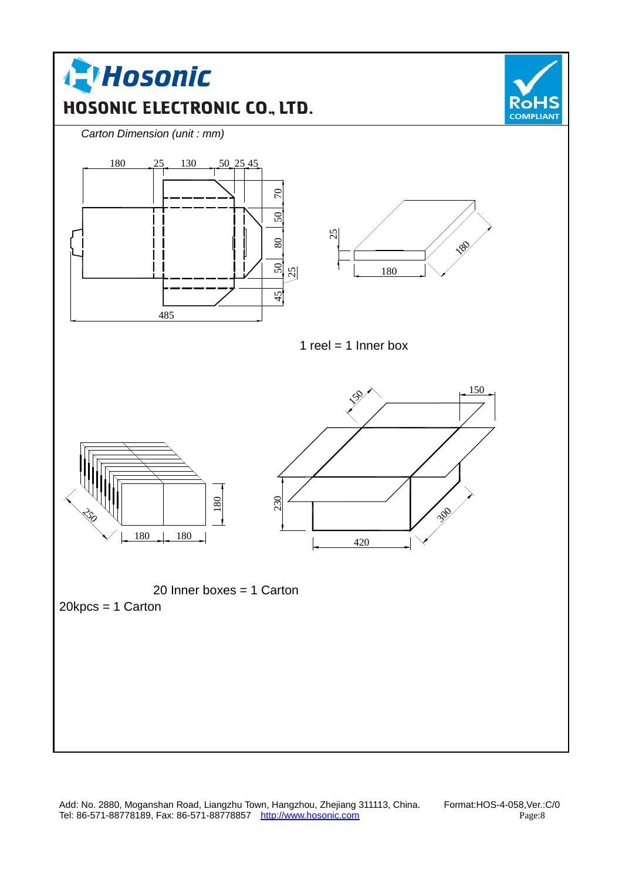*Carton Dimension (unit : mm)*

1 reel = 1 Inner box

20 Inner boxes = 1 Carton

20kpcs = 1 Carton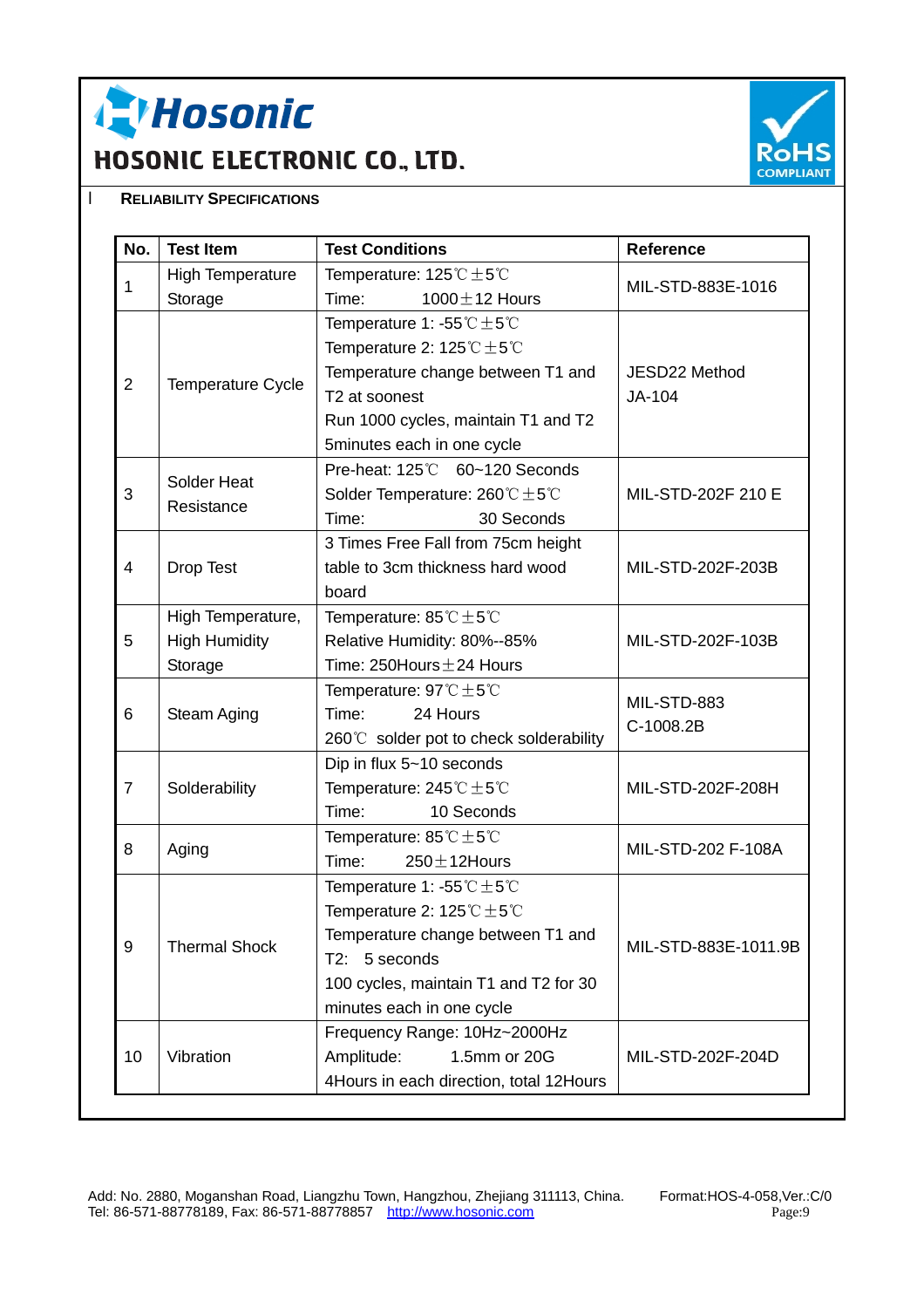# Hosonic

## HOSONIC ELECTRONIC CO., LTD.

RoHS COMPLIANT

l **Reliability Specifications**

| No. | Test Item | Test Conditions | Reference |
|---|---|---|---|
| 1 | High Temperature Storage | Temperature: 125℃±5℃<br>Time: 1000±12 Hours | MIL-STD-883E-1016 |
| 2 | Temperature Cycle | Temperature 1: -55℃±5℃<br>Temperature 2: 125℃±5℃<br>Temperature change between T1 and T2 at soonest<br>Run 1000 cycles, maintain T1 and T2 5minutes each in one cycle | JESD22 Method JA-104 |
| 3 | Solder Heat Resistance | Pre-heat: 125℃ 60~120 Seconds<br>Solder Temperature: 260℃±5℃<br>Time: 30 Seconds | MIL-STD-202F 210 E |
| 4 | Drop Test | 3 Times Free Fall from 75cm height table to 3cm thickness hard wood board | MIL-STD-202F-203B |
| 5 | High Temperature, High Humidity Storage | Temperature: 85℃±5℃<br>Relative Humidity: 80%--85%<br>Time: 250Hours±24 Hours | MIL-STD-202F-103B |
| 6 | Steam Aging | Temperature: 97℃±5℃<br>Time: 24 Hours<br>260℃ solder pot to check solderability | MIL-STD-883 C-1008.2B |
| 7 | Solderability | Dip in flux 5~10 seconds<br>Temperature: 245℃±5℃<br>Time: 10 Seconds | MIL-STD-202F-208H |
| 8 | Aging | Temperature: 85℃±5℃<br>Time: 250±12Hours | MIL-STD-202 F-108A |
| 9 | Thermal Shock | Temperature 1: -55℃±5℃<br>Temperature 2: 125℃±5℃<br>Temperature change between T1 and T2: 5 seconds<br>100 cycles, maintain T1 and T2 for 30 minutes each in one cycle | MIL-STD-883E-1011.9B |
| 10 | Vibration | Frequency Range: 10Hz~2000Hz<br>Amplitude: 1.5mm or 20G<br>4Hours in each direction, total 12Hours | MIL-STD-202F-204D |

Add: No. 2880, Moganshan Road, Liangzhu Town, Hangzhou, Zhejiang 311113, China.
Tel: 86-571-88778189, Fax: 86-571-88778857 http://www.hosonic.com

Format:HOS-4-058,Ver.:C/0